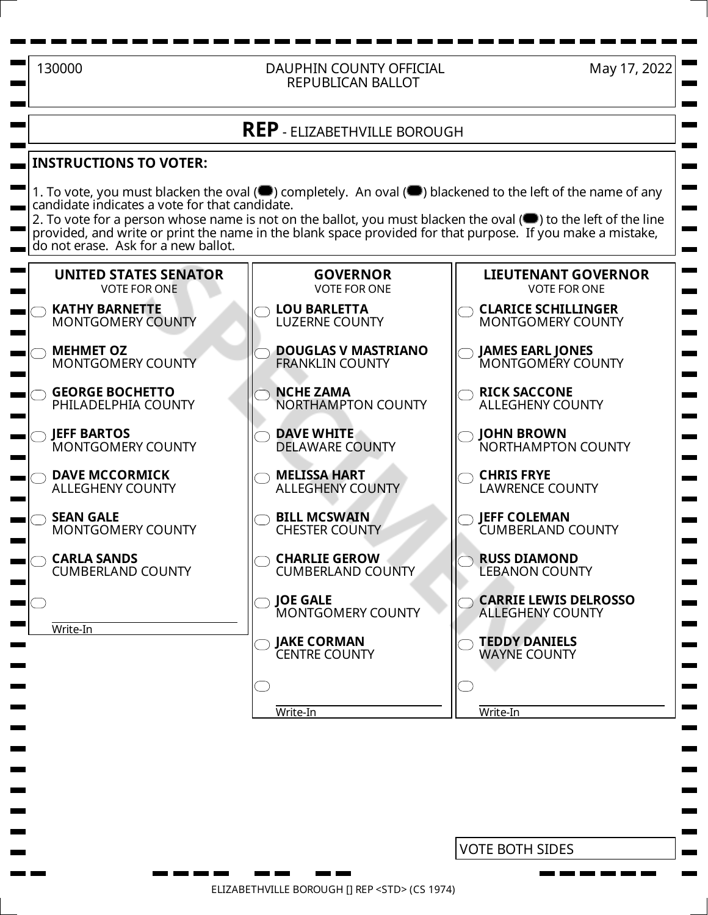130000

DAUPHIN COUNTY OFFICIAL
REPUBLICAN BALLOT

May 17, 2022

# REP - ELIZABETHVILLE BOROUGH

**INSTRUCTIONS TO VOTER:**

1. To vote, you must blacken the oval (⬬) completely. An oval (⬬) blackened to the left of the name of any candidate indicates a vote for that candidate.
2. To vote for a person whose name is not on the ballot, you must blacken the oval (⬬) to the left of the line provided, and write or print the name in the blank space provided for that purpose. If you make a mistake, do not erase. Ask for a new ballot.

## UNITED STATES SENATOR
VOTE FOR ONE

- ⬭ **KATHY BARNETTE** MONTGOMERY COUNTY
- ⬭ **MEHMET OZ** MONTGOMERY COUNTY
- ⬭ **GEORGE BOCHETTO** PHILADELPHIA COUNTY
- ⬭ **JEFF BARTOS** MONTGOMERY COUNTY
- ⬭ **DAVE MCCORMICK** ALLEGHENY COUNTY
- ⬭ **SEAN GALE** MONTGOMERY COUNTY
- ⬭ **CARLA SANDS** CUMBERLAND COUNTY
- ⬭ ____________ Write-In

## GOVERNOR
VOTE FOR ONE

- ⬭ **LOU BARLETTA** LUZERNE COUNTY
- ⬭ **DOUGLAS V MASTRIANO** FRANKLIN COUNTY
- ⬭ **NCHE ZAMA** NORTHAMPTON COUNTY
- ⬭ **DAVE WHITE** DELAWARE COUNTY
- ⬭ **MELISSA HART** ALLEGHENY COUNTY
- ⬭ **BILL MCSWAIN** CHESTER COUNTY
- ⬭ **CHARLIE GEROW** CUMBERLAND COUNTY
- ⬭ **JOE GALE** MONTGOMERY COUNTY
- ⬭ **JAKE CORMAN** CENTRE COUNTY
- ⬭ ____________ Write-In

## LIEUTENANT GOVERNOR
VOTE FOR ONE

- ⬭ **CLARICE SCHILLINGER** MONTGOMERY COUNTY
- ⬭ **JAMES EARL JONES** MONTGOMERY COUNTY
- ⬭ **RICK SACCONE** ALLEGHENY COUNTY
- ⬭ **JOHN BROWN** NORTHAMPTON COUNTY
- ⬭ **CHRIS FRYE** LAWRENCE COUNTY
- ⬭ **JEFF COLEMAN** CUMBERLAND COUNTY
- ⬭ **RUSS DIAMOND** LEBANON COUNTY
- ⬭ **CARRIE LEWIS DELROSSO** ALLEGHENY COUNTY
- ⬭ **TEDDY DANIELS** WAYNE COUNTY
- ⬭ ____________ Write-In

VOTE BOTH SIDES

ELIZABETHVILLE BOROUGH [] REP <STD> (CS 1974)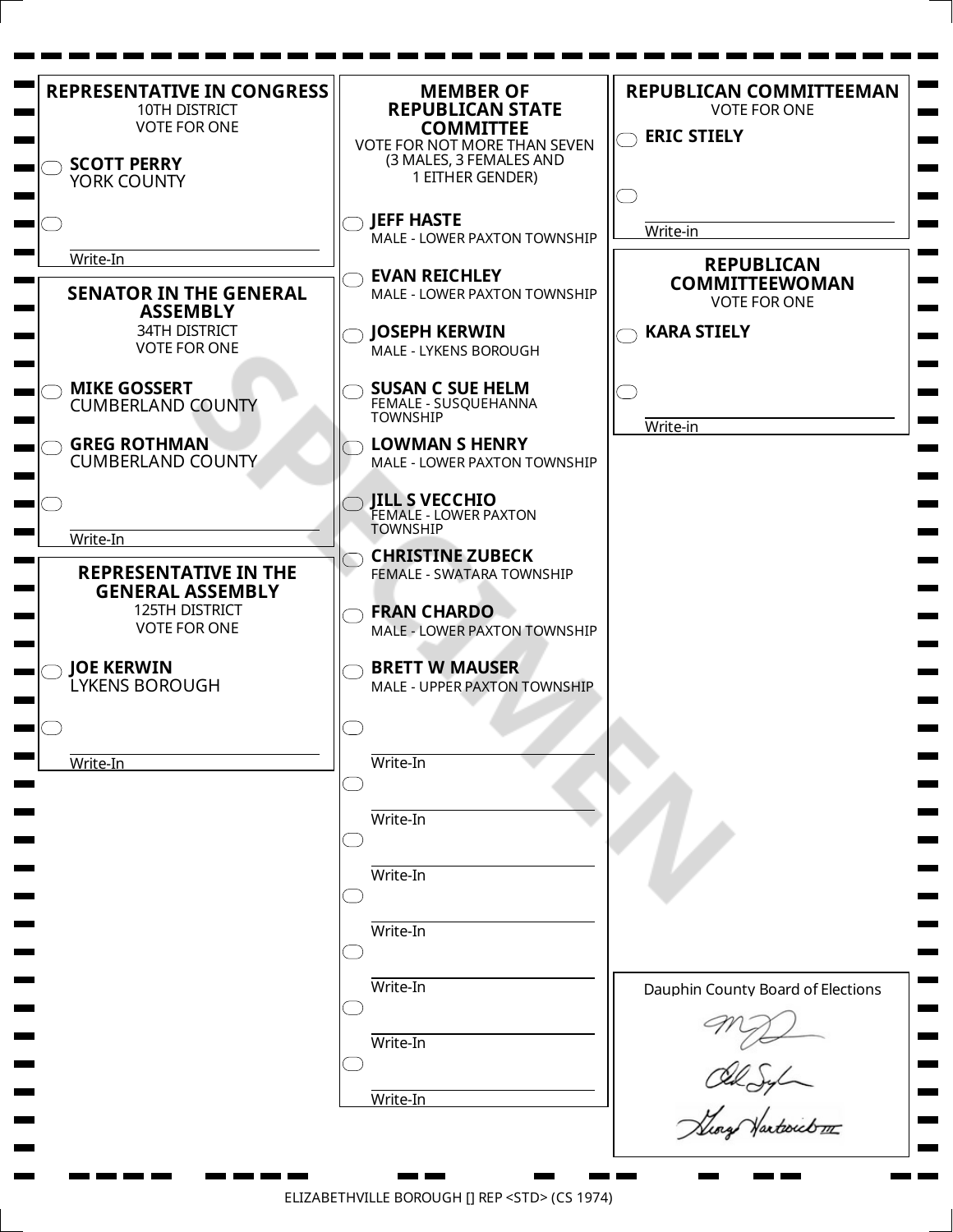## REPRESENTATIVE IN CONGRESS
10TH DISTRICT
VOTE FOR ONE

- SCOTT PERRY
  YORK COUNTY
- Write-In

## SENATOR IN THE GENERAL ASSEMBLY
34TH DISTRICT
VOTE FOR ONE

- MIKE GOSSERT
  CUMBERLAND COUNTY
- GREG ROTHMAN
  CUMBERLAND COUNTY
- Write-In

## REPRESENTATIVE IN THE GENERAL ASSEMBLY
125TH DISTRICT
VOTE FOR ONE

- JOE KERWIN
  LYKENS BOROUGH
- Write-In

## MEMBER OF REPUBLICAN STATE COMMITTEE
VOTE FOR NOT MORE THAN SEVEN
(3 MALES, 3 FEMALES AND
1 EITHER GENDER)

- JEFF HASTE
  MALE - LOWER PAXTON TOWNSHIP
- EVAN REICHLEY
  MALE - LOWER PAXTON TOWNSHIP
- JOSEPH KERWIN
  MALE - LYKENS BOROUGH
- SUSAN C SUE HELM
  FEMALE - SUSQUEHANNA TOWNSHIP
- LOWMAN S HENRY
  MALE - LOWER PAXTON TOWNSHIP
- JILL S VECCHIO
  FEMALE - LOWER PAXTON TOWNSHIP
- CHRISTINE ZUBECK
  FEMALE - SWATARA TOWNSHIP
- FRAN CHARDO
  MALE - LOWER PAXTON TOWNSHIP
- BRETT W MAUSER
  MALE - UPPER PAXTON TOWNSHIP
- Write-In
- Write-In
- Write-In
- Write-In
- Write-In
- Write-In
- Write-In

## REPUBLICAN COMMITTEEMAN
VOTE FOR ONE

- ERIC STIELY
- Write-in

## REPUBLICAN COMMITTEEWOMAN
VOTE FOR ONE

- KARA STIELY
- Write-in

Dauphin County Board of Elections

SPECIMEN

ELIZABETHVILLE BOROUGH [] REP <STD> (CS 1974)